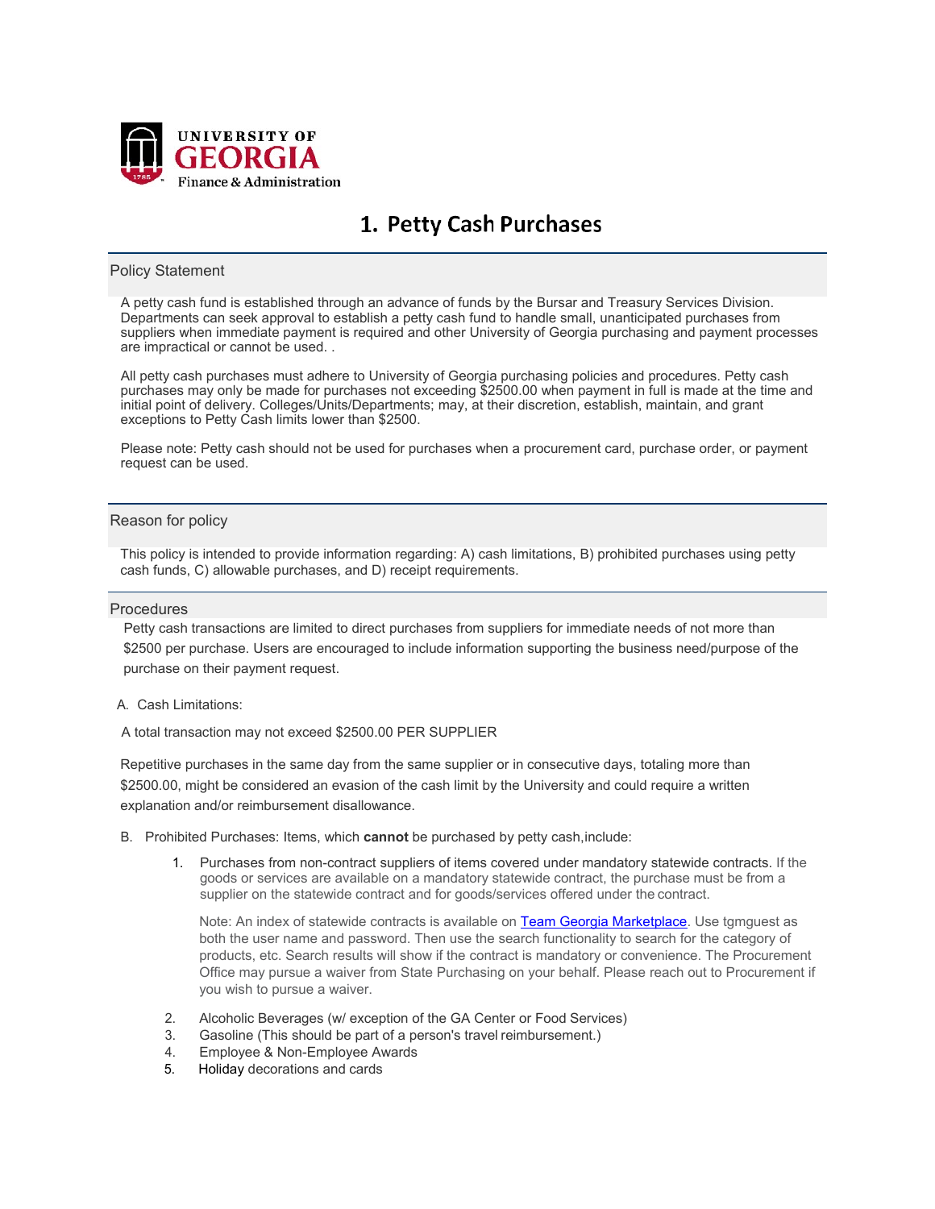UNIVERSITY OF GEORGIA
Finance & Administration

# 1. Petty Cash Purchases

## Policy Statement

A petty cash fund is established through an advance of funds by the Bursar and Treasury Services Division. Departments can seek approval to establish a petty cash fund to handle small, unanticipated purchases from suppliers when immediate payment is required and other University of Georgia purchasing and payment processes are impractical or cannot be used. .

All petty cash purchases must adhere to University of Georgia purchasing policies and procedures. Petty cash purchases may only be made for purchases not exceeding $2500.00 when payment in full is made at the time and initial point of delivery. Colleges/Units/Departments; may, at their discretion, establish, maintain, and grant exceptions to Petty Cash limits lower than $2500.

Please note: Petty cash should not be used for purchases when a procurement card, purchase order, or payment request can be used.

## Reason for policy

This policy is intended to provide information regarding: A) cash limitations, B) prohibited purchases using petty cash funds, C) allowable purchases, and D) receipt requirements.

## Procedures

Petty cash transactions are limited to direct purchases from suppliers for immediate needs of not more than $2500 per purchase. Users are encouraged to include information supporting the business need/purpose of the purchase on their payment request.

A. Cash Limitations:

A total transaction may not exceed $2500.00 PER SUPPLIER

Repetitive purchases in the same day from the same supplier or in consecutive days, totaling more than $2500.00, might be considered an evasion of the cash limit by the University and could require a written explanation and/or reimbursement disallowance.

B. Prohibited Purchases: Items, which **cannot** be purchased by petty cash,include:

1. Purchases from non-contract suppliers of items covered under mandatory statewide contracts. If the goods or services are available on a mandatory statewide contract, the purchase must be from a supplier on the statewide contract and for goods/services offered under the contract.

   Note: An index of statewide contracts is available on Team Georgia Marketplace. Use tgmguest as both the user name and password. Then use the search functionality to search for the category of products, etc. Search results will show if the contract is mandatory or convenience. The Procurement Office may pursue a waiver from State Purchasing on your behalf. Please reach out to Procurement if you wish to pursue a waiver.

2. Alcoholic Beverages (w/ exception of the GA Center or Food Services)
3. Gasoline (This should be part of a person's travel reimbursement.)
4. Employee & Non-Employee Awards
5. Holiday decorations and cards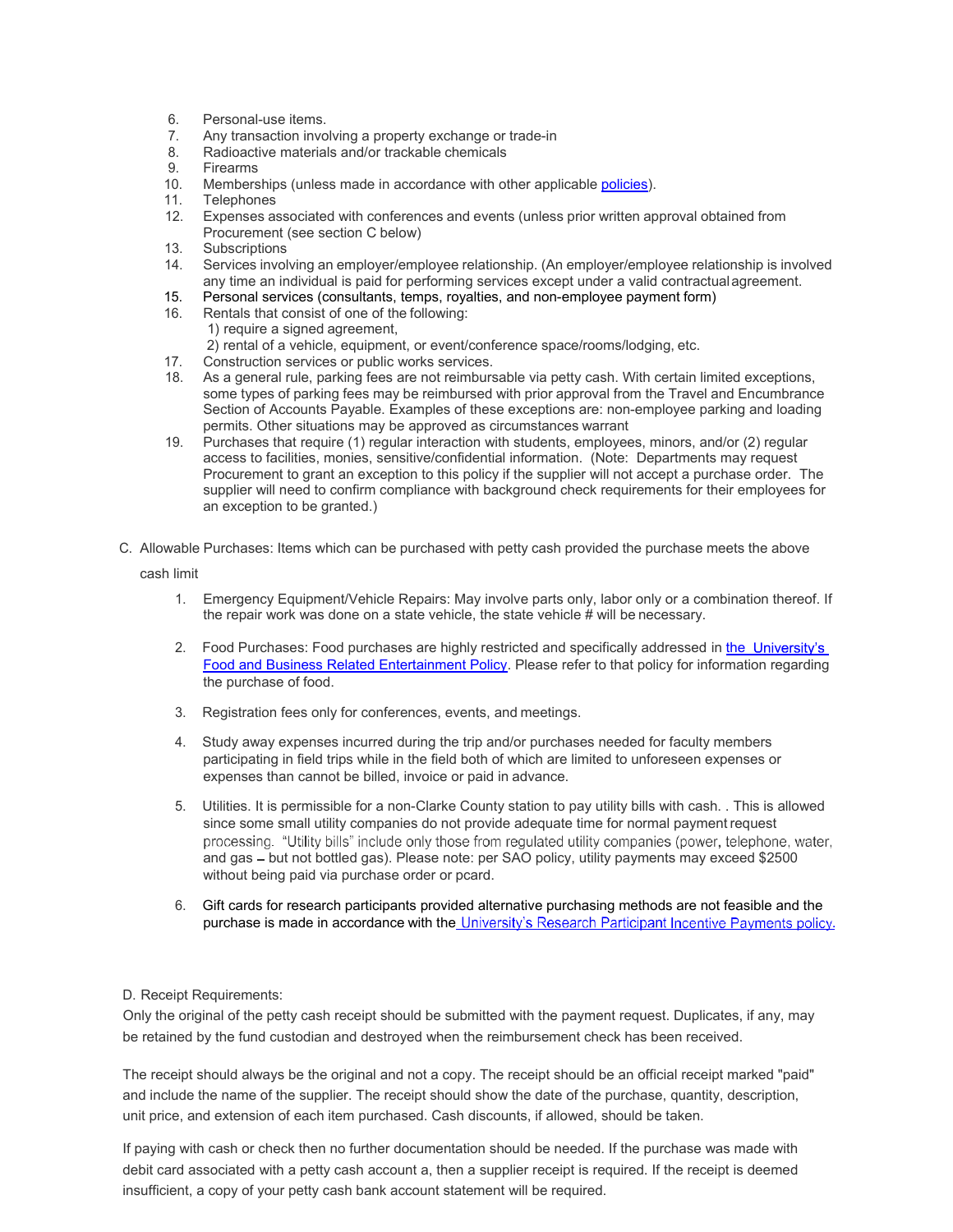6. Personal-use items.
7. Any transaction involving a property exchange or trade-in
8. Radioactive materials and/or trackable chemicals
9. Firearms
10. Memberships (unless made in accordance with other applicable [policies](policies)).
11. Telephones
12. Expenses associated with conferences and events (unless prior written approval obtained from Procurement (see section C below)
13. Subscriptions
14. Services involving an employer/employee relationship. (An employer/employee relationship is involved any time an individual is paid for performing services except under a valid contractual agreement.
15. Personal services (consultants, temps, royalties, and non-employee payment form)
16. Rentals that consist of one of the following:
    1) require a signed agreement,
    2) rental of a vehicle, equipment, or event/conference space/rooms/lodging, etc.
17. Construction services or public works services.
18. As a general rule, parking fees are not reimbursable via petty cash. With certain limited exceptions, some types of parking fees may be reimbursed with prior approval from the Travel and Encumbrance Section of Accounts Payable. Examples of these exceptions are: non-employee parking and loading permits. Other situations may be approved as circumstances warrant
19. Purchases that require (1) regular interaction with students, employees, minors, and/or (2) regular access to facilities, monies, sensitive/confidential information. (Note: Departments may request Procurement to grant an exception to this policy if the supplier will not accept a purchase order. The supplier will need to confirm compliance with background check requirements for their employees for an exception to be granted.)

C. Allowable Purchases: Items which can be purchased with petty cash provided the purchase meets the above cash limit

1. Emergency Equipment/Vehicle Repairs: May involve parts only, labor only or a combination thereof. If the repair work was done on a state vehicle, the state vehicle # will be necessary.

2. Food Purchases: Food purchases are highly restricted and specifically addressed in the University's Food and Business Related Entertainment Policy. Please refer to that policy for information regarding the purchase of food.

3. Registration fees only for conferences, events, and meetings.

4. Study away expenses incurred during the trip and/or purchases needed for faculty members participating in field trips while in the field both of which are limited to unforeseen expenses or expenses than cannot be billed, invoice or paid in advance.

5. Utilities. It is permissible for a non-Clarke County station to pay utility bills with cash. . This is allowed since some small utility companies do not provide adequate time for normal payment request processing. "Utility bills" include only those from regulated utility companies (power, telephone, water, and gas – but not bottled gas). Please note: per SAO policy, utility payments may exceed $2500 without being paid via purchase order or pcard.

6. Gift cards for research participants provided alternative purchasing methods are not feasible and the purchase is made in accordance with the University's Research Participant Incentive Payments policy.

D. Receipt Requirements:

Only the original of the petty cash receipt should be submitted with the payment request. Duplicates, if any, may be retained by the fund custodian and destroyed when the reimbursement check has been received.

The receipt should always be the original and not a copy. The receipt should be an official receipt marked "paid" and include the name of the supplier. The receipt should show the date of the purchase, quantity, description, unit price, and extension of each item purchased. Cash discounts, if allowed, should be taken.

If paying with cash or check then no further documentation should be needed. If the purchase was made with debit card associated with a petty cash account a, then a supplier receipt is required. If the receipt is deemed insufficient, a copy of your petty cash bank account statement will be required.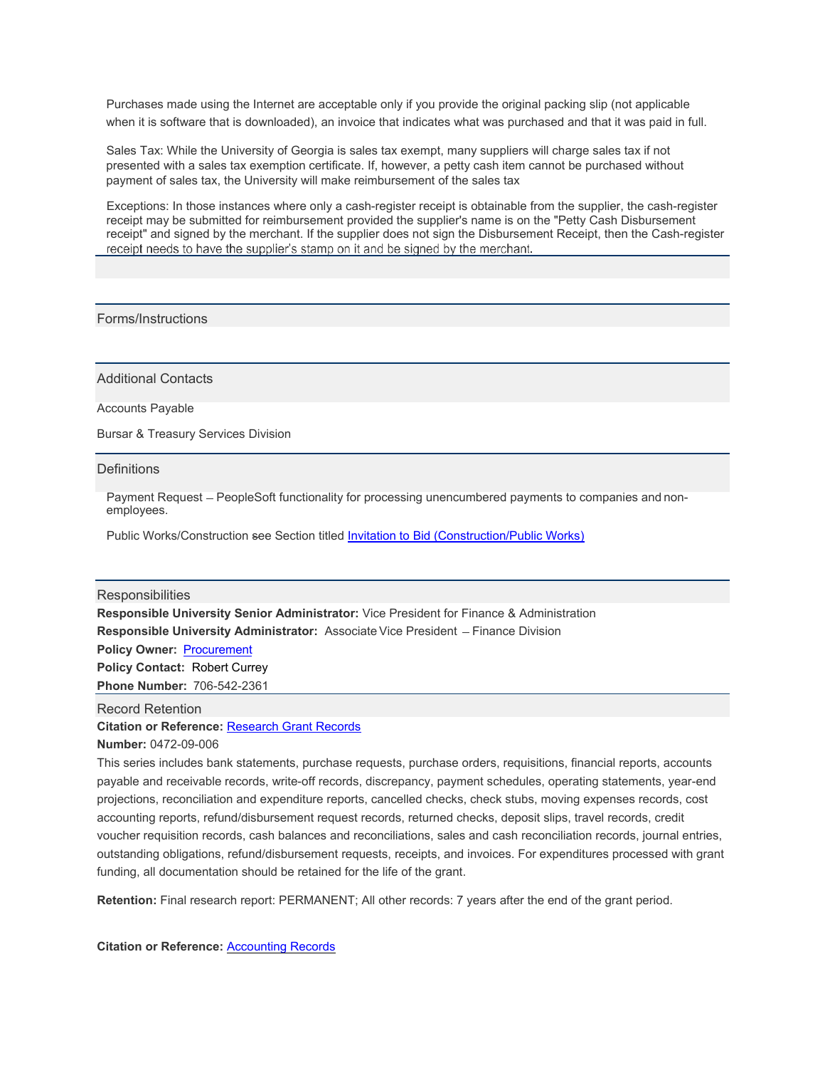Purchases made using the Internet are acceptable only if you provide the original packing slip (not applicable when it is software that is downloaded), an invoice that indicates what was purchased and that it was paid in full.

Sales Tax: While the University of Georgia is sales tax exempt, many suppliers will charge sales tax if not presented with a sales tax exemption certificate. If, however, a petty cash item cannot be purchased without payment of sales tax, the University will make reimbursement of the sales tax

Exceptions: In those instances where only a cash-register receipt is obtainable from the supplier, the cash-register receipt may be submitted for reimbursement provided the supplier's name is on the "Petty Cash Disbursement receipt" and signed by the merchant. If the supplier does not sign the Disbursement Receipt, then the Cash-register receipt needs to have the supplier's stamp on it and be signed by the merchant.

## Forms/Instructions

## Additional Contacts

Accounts Payable

Bursar & Treasury Services Division

## Definitions

Payment Request – PeopleSoft functionality for processing unencumbered payments to companies and non-employees.

Public Works/Construction see Section titled [Invitation to Bid (Construction/Public Works)]

## Responsibilities

**Responsible University Senior Administrator:** Vice President for Finance & Administration

**Responsible University Administrator:** Associate Vice President – Finance Division

**Policy Owner:** Procurement

**Policy Contact:** Robert Currey

**Phone Number:** 706-542-2361

## Record Retention

**Citation or Reference:** Research Grant Records

**Number:** 0472-09-006

This series includes bank statements, purchase requests, purchase orders, requisitions, financial reports, accounts payable and receivable records, write-off records, discrepancy, payment schedules, operating statements, year-end projections, reconciliation and expenditure reports, cancelled checks, check stubs, moving expenses records, cost accounting reports, refund/disbursement request records, returned checks, deposit slips, travel records, credit voucher requisition records, cash balances and reconciliations, sales and cash reconciliation records, journal entries, outstanding obligations, refund/disbursement requests, receipts, and invoices. For expenditures processed with grant funding, all documentation should be retained for the life of the grant.

**Retention:** Final research report: PERMANENT; All other records: 7 years after the end of the grant period.

**Citation or Reference:** Accounting Records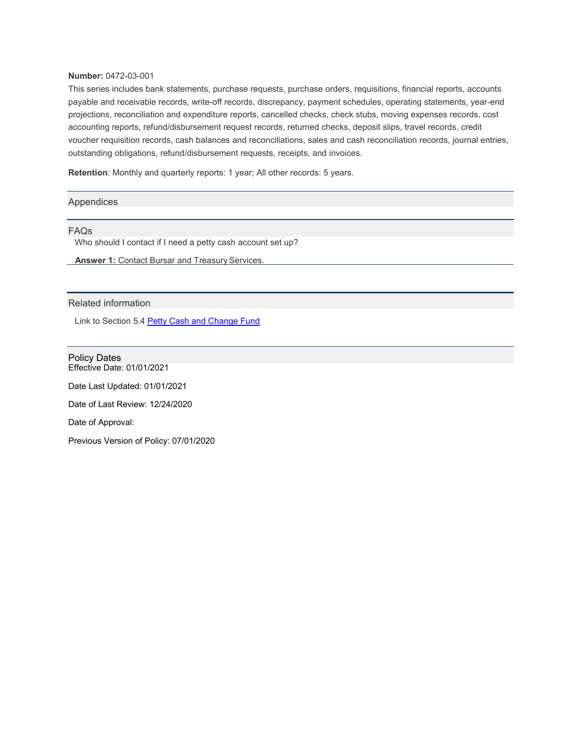**Number:** 0472-03-001

This series includes bank statements, purchase requests, purchase orders, requisitions, financial reports, accounts payable and receivable records, write-off records, discrepancy, payment schedules, operating statements, year-end projections, reconciliation and expenditure reports, cancelled checks, check stubs, moving expenses records, cost accounting reports, refund/disbursement request records, returned checks, deposit slips, travel records, credit voucher requisition records, cash balances and reconciliations, sales and cash reconciliation records, journal entries, outstanding obligations, refund/disbursement requests, receipts, and invoices.

**Retention**: Monthly and quarterly reports: 1 year; All other records: 5 years.

## Appendices

## FAQs

Who should I contact if I need a petty cash account set up?

**Answer 1:** Contact Bursar and Treasury Services.

## Related information

Link to Section 5.4 Petty Cash and Change Fund

## Policy Dates

Effective Date: 01/01/2021

Date Last Updated: 01/01/2021

Date of Last Review: 12/24/2020

Date of Approval:

Previous Version of Policy: 07/01/2020